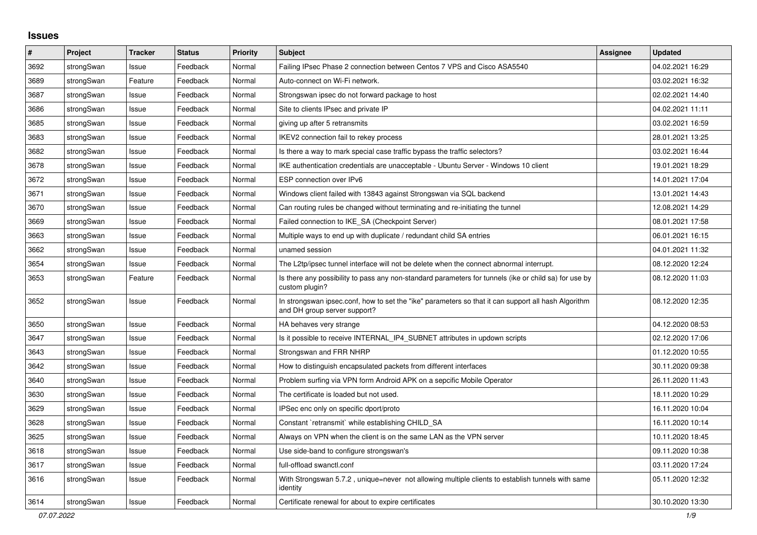## Issues

| # | Project | Tracker | Status | Priority | Subject | Assignee | Updated |
|---|---|---|---|---|---|---|---|
| 3692 | strongSwan | Issue | Feedback | Normal | Failing IPsec Phase 2 connection between Centos 7 VPS and Cisco ASA5540 | | 04.02.2021 16:29 |
| 3689 | strongSwan | Feature | Feedback | Normal | Auto-connect on Wi-Fi network. | | 03.02.2021 16:32 |
| 3687 | strongSwan | Issue | Feedback | Normal | Strongswan ipsec do not forward package to host | | 02.02.2021 14:40 |
| 3686 | strongSwan | Issue | Feedback | Normal | Site to clients IPsec and private IP | | 04.02.2021 11:11 |
| 3685 | strongSwan | Issue | Feedback | Normal | giving up after 5 retransmits | | 03.02.2021 16:59 |
| 3683 | strongSwan | Issue | Feedback | Normal | IKEV2 connection fail to rekey process | | 28.01.2021 13:25 |
| 3682 | strongSwan | Issue | Feedback | Normal | Is there a way to mark special case traffic bypass the traffic selectors? | | 03.02.2021 16:44 |
| 3678 | strongSwan | Issue | Feedback | Normal | IKE authentication credentials are unacceptable - Ubuntu Server - Windows 10 client | | 19.01.2021 18:29 |
| 3672 | strongSwan | Issue | Feedback | Normal | ESP connection over IPv6 | | 14.01.2021 17:04 |
| 3671 | strongSwan | Issue | Feedback | Normal | Windows client failed with 13843 against Strongswan via SQL backend | | 13.01.2021 14:43 |
| 3670 | strongSwan | Issue | Feedback | Normal | Can routing rules be changed without terminating and re-initiating the tunnel | | 12.08.2021 14:29 |
| 3669 | strongSwan | Issue | Feedback | Normal | Failed connection to IKE_SA (Checkpoint Server) | | 08.01.2021 17:58 |
| 3663 | strongSwan | Issue | Feedback | Normal | Multiple ways to end up with duplicate / redundant child SA entries | | 06.01.2021 16:15 |
| 3662 | strongSwan | Issue | Feedback | Normal | unamed session | | 04.01.2021 11:32 |
| 3654 | strongSwan | Issue | Feedback | Normal | The L2tp/ipsec tunnel interface will not be delete when the connect abnormal interrupt. | | 08.12.2020 12:24 |
| 3653 | strongSwan | Feature | Feedback | Normal | Is there any possibility to pass any non-standard parameters for tunnels (ike or child sa) for use by custom plugin? | | 08.12.2020 11:03 |
| 3652 | strongSwan | Issue | Feedback | Normal | In strongswan ipsec.conf, how to set the "ike" parameters so that it can support all hash Algorithm and DH group server support? | | 08.12.2020 12:35 |
| 3650 | strongSwan | Issue | Feedback | Normal | HA behaves very strange | | 04.12.2020 08:53 |
| 3647 | strongSwan | Issue | Feedback | Normal | Is it possible to receive INTERNAL_IP4_SUBNET attributes in updown scripts | | 02.12.2020 17:06 |
| 3643 | strongSwan | Issue | Feedback | Normal | Strongswan and FRR NHRP | | 01.12.2020 10:55 |
| 3642 | strongSwan | Issue | Feedback | Normal | How to distinguish encapsulated packets from different interfaces | | 30.11.2020 09:38 |
| 3640 | strongSwan | Issue | Feedback | Normal | Problem surfing via VPN form Android APK on a sepcific Mobile Operator | | 26.11.2020 11:43 |
| 3630 | strongSwan | Issue | Feedback | Normal | The certificate is loaded but not used. | | 18.11.2020 10:29 |
| 3629 | strongSwan | Issue | Feedback | Normal | IPSec enc only on specific dport/proto | | 16.11.2020 10:04 |
| 3628 | strongSwan | Issue | Feedback | Normal | Constant `retransmit` while establishing CHILD_SA | | 16.11.2020 10:14 |
| 3625 | strongSwan | Issue | Feedback | Normal | Always on VPN when the client is on the same LAN as the VPN server | | 10.11.2020 18:45 |
| 3618 | strongSwan | Issue | Feedback | Normal | Use side-band to configure strongswan's | | 09.11.2020 10:38 |
| 3617 | strongSwan | Issue | Feedback | Normal | full-offload swanctl.conf | | 03.11.2020 17:24 |
| 3616 | strongSwan | Issue | Feedback | Normal | With Strongswan 5.7.2 , unique=never not allowing multiple clients to establish tunnels with same identity | | 05.11.2020 12:32 |
| 3614 | strongSwan | Issue | Feedback | Normal | Certificate renewal for about to expire certificates | | 30.10.2020 13:30 |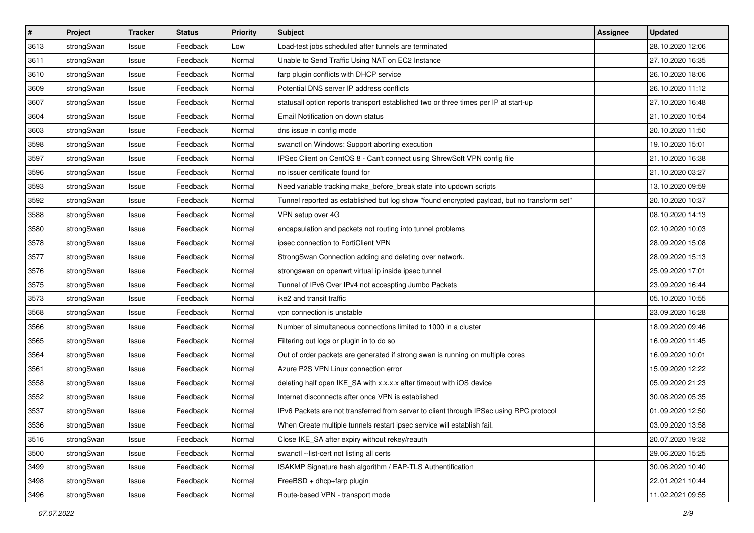| # | Project | Tracker | Status | Priority | Subject | Assignee | Updated |
|---|---|---|---|---|---|---|---|
| 3613 | strongSwan | Issue | Feedback | Low | Load-test jobs scheduled after tunnels are terminated | | 28.10.2020 12:06 |
| 3611 | strongSwan | Issue | Feedback | Normal | Unable to Send Traffic Using NAT on EC2 Instance | | 27.10.2020 16:35 |
| 3610 | strongSwan | Issue | Feedback | Normal | farp plugin conflicts with DHCP service | | 26.10.2020 18:06 |
| 3609 | strongSwan | Issue | Feedback | Normal | Potential DNS server IP address conflicts | | 26.10.2020 11:12 |
| 3607 | strongSwan | Issue | Feedback | Normal | statusall option reports transport established two or three times per IP at start-up | | 27.10.2020 16:48 |
| 3604 | strongSwan | Issue | Feedback | Normal | Email Notification on down status | | 21.10.2020 10:54 |
| 3603 | strongSwan | Issue | Feedback | Normal | dns issue in config mode | | 20.10.2020 11:50 |
| 3598 | strongSwan | Issue | Feedback | Normal | swanctl on Windows: Support aborting execution | | 19.10.2020 15:01 |
| 3597 | strongSwan | Issue | Feedback | Normal | IPSec Client on CentOS 8 - Can't connect using ShrewSoft VPN config file | | 21.10.2020 16:38 |
| 3596 | strongSwan | Issue | Feedback | Normal | no issuer certificate found for | | 21.10.2020 03:27 |
| 3593 | strongSwan | Issue | Feedback | Normal | Need variable tracking make_before_break state into updown scripts | | 13.10.2020 09:59 |
| 3592 | strongSwan | Issue | Feedback | Normal | Tunnel reported as established but log show "found encrypted payload, but no transform set" | | 20.10.2020 10:37 |
| 3588 | strongSwan | Issue | Feedback | Normal | VPN setup over 4G | | 08.10.2020 14:13 |
| 3580 | strongSwan | Issue | Feedback | Normal | encapsulation and packets not routing into tunnel problems | | 02.10.2020 10:03 |
| 3578 | strongSwan | Issue | Feedback | Normal | ipsec connection to FortiClient VPN | | 28.09.2020 15:08 |
| 3577 | strongSwan | Issue | Feedback | Normal | StrongSwan Connection adding and deleting over network. | | 28.09.2020 15:13 |
| 3576 | strongSwan | Issue | Feedback | Normal | strongswan on openwrt virtual ip inside ipsec tunnel | | 25.09.2020 17:01 |
| 3575 | strongSwan | Issue | Feedback | Normal | Tunnel of IPv6 Over IPv4 not accespting Jumbo Packets | | 23.09.2020 16:44 |
| 3573 | strongSwan | Issue | Feedback | Normal | ike2 and transit traffic | | 05.10.2020 10:55 |
| 3568 | strongSwan | Issue | Feedback | Normal | vpn connection is unstable | | 23.09.2020 16:28 |
| 3566 | strongSwan | Issue | Feedback | Normal | Number of simultaneous connections limited to 1000 in a cluster | | 18.09.2020 09:46 |
| 3565 | strongSwan | Issue | Feedback | Normal | Filtering out logs or plugin in to do so | | 16.09.2020 11:45 |
| 3564 | strongSwan | Issue | Feedback | Normal | Out of order packets are generated if strong swan is running on multiple cores | | 16.09.2020 10:01 |
| 3561 | strongSwan | Issue | Feedback | Normal | Azure P2S VPN Linux connection error | | 15.09.2020 12:22 |
| 3558 | strongSwan | Issue | Feedback | Normal | deleting half open IKE_SA with x.x.x.x after timeout with iOS device | | 05.09.2020 21:23 |
| 3552 | strongSwan | Issue | Feedback | Normal | Internet disconnects after once VPN is established | | 30.08.2020 05:35 |
| 3537 | strongSwan | Issue | Feedback | Normal | IPv6 Packets are not transferred from server to client through IPSec using RPC protocol | | 01.09.2020 12:50 |
| 3536 | strongSwan | Issue | Feedback | Normal | When Create multiple tunnels restart ipsec service will establish fail. | | 03.09.2020 13:58 |
| 3516 | strongSwan | Issue | Feedback | Normal | Close IKE_SA after expiry without rekey/reauth | | 20.07.2020 19:32 |
| 3500 | strongSwan | Issue | Feedback | Normal | swanctl --list-cert not listing all certs | | 29.06.2020 15:25 |
| 3499 | strongSwan | Issue | Feedback | Normal | ISAKMP Signature hash algorithm / EAP-TLS Authentification | | 30.06.2020 10:40 |
| 3498 | strongSwan | Issue | Feedback | Normal | FreeBSD + dhcp+farp plugin | | 22.01.2021 10:44 |
| 3496 | strongSwan | Issue | Feedback | Normal | Route-based VPN - transport mode | | 11.02.2021 09:55 |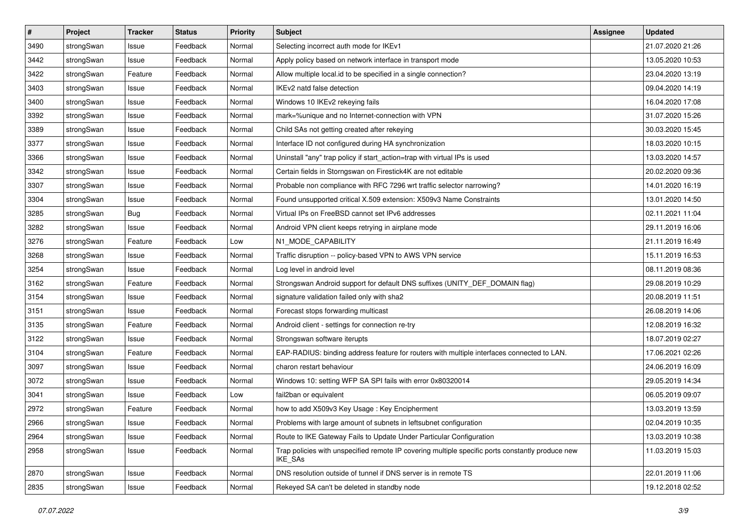| # | Project | Tracker | Status | Priority | Subject | Assignee | Updated |
| --- | --- | --- | --- | --- | --- | --- | --- |
| 3490 | strongSwan | Issue | Feedback | Normal | Selecting incorrect auth mode for IKEv1 | | 21.07.2020 21:26 |
| 3442 | strongSwan | Issue | Feedback | Normal | Apply policy based on network interface in transport mode | | 13.05.2020 10:53 |
| 3422 | strongSwan | Feature | Feedback | Normal | Allow multiple local.id to be specified in a single connection? | | 23.04.2020 13:19 |
| 3403 | strongSwan | Issue | Feedback | Normal | IKEv2 natd false detection | | 09.04.2020 14:19 |
| 3400 | strongSwan | Issue | Feedback | Normal | Windows 10 IKEv2 rekeying fails | | 16.04.2020 17:08 |
| 3392 | strongSwan | Issue | Feedback | Normal | mark=%unique and no Internet-connection with VPN | | 31.07.2020 15:26 |
| 3389 | strongSwan | Issue | Feedback | Normal | Child SAs not getting created after rekeying | | 30.03.2020 15:45 |
| 3377 | strongSwan | Issue | Feedback | Normal | Interface ID not configured during HA synchronization | | 18.03.2020 10:15 |
| 3366 | strongSwan | Issue | Feedback | Normal | Uninstall "any" trap policy if start_action=trap with virtual IPs is used | | 13.03.2020 14:57 |
| 3342 | strongSwan | Issue | Feedback | Normal | Certain fields in Storngswan on Firestick4K are not editable | | 20.02.2020 09:36 |
| 3307 | strongSwan | Issue | Feedback | Normal | Probable non compliance with RFC 7296 wrt traffic selector narrowing? | | 14.01.2020 16:19 |
| 3304 | strongSwan | Issue | Feedback | Normal | Found unsupported critical X.509 extension: X509v3 Name Constraints | | 13.01.2020 14:50 |
| 3285 | strongSwan | Bug | Feedback | Normal | Virtual IPs on FreeBSD cannot set IPv6 addresses | | 02.11.2021 11:04 |
| 3282 | strongSwan | Issue | Feedback | Normal | Android VPN client keeps retrying in airplane mode | | 29.11.2019 16:06 |
| 3276 | strongSwan | Feature | Feedback | Low | N1_MODE_CAPABILITY | | 21.11.2019 16:49 |
| 3268 | strongSwan | Issue | Feedback | Normal | Traffic disruption -- policy-based VPN to AWS VPN service | | 15.11.2019 16:53 |
| 3254 | strongSwan | Issue | Feedback | Normal | Log level in android level | | 08.11.2019 08:36 |
| 3162 | strongSwan | Feature | Feedback | Normal | Strongswan Android support for default DNS suffixes (UNITY_DEF_DOMAIN flag) | | 29.08.2019 10:29 |
| 3154 | strongSwan | Issue | Feedback | Normal | signature validation failed only with sha2 | | 20.08.2019 11:51 |
| 3151 | strongSwan | Issue | Feedback | Normal | Forecast stops forwarding multicast | | 26.08.2019 14:06 |
| 3135 | strongSwan | Feature | Feedback | Normal | Android client - settings for connection re-try | | 12.08.2019 16:32 |
| 3122 | strongSwan | Issue | Feedback | Normal | Strongswan software iterupts | | 18.07.2019 02:27 |
| 3104 | strongSwan | Feature | Feedback | Normal | EAP-RADIUS: binding address feature for routers with multiple interfaces connected to LAN. | | 17.06.2021 02:26 |
| 3097 | strongSwan | Issue | Feedback | Normal | charon restart behaviour | | 24.06.2019 16:09 |
| 3072 | strongSwan | Issue | Feedback | Normal | Windows 10: setting WFP SA SPI fails with error 0x80320014 | | 29.05.2019 14:34 |
| 3041 | strongSwan | Issue | Feedback | Low | fail2ban or equivalent | | 06.05.2019 09:07 |
| 2972 | strongSwan | Feature | Feedback | Normal | how to add X509v3 Key Usage : Key Encipherment | | 13.03.2019 13:59 |
| 2966 | strongSwan | Issue | Feedback | Normal | Problems with large amount of subnets in leftsubnet configuration | | 02.04.2019 10:35 |
| 2964 | strongSwan | Issue | Feedback | Normal | Route to IKE Gateway Fails to Update Under Particular Configuration | | 13.03.2019 10:38 |
| 2958 | strongSwan | Issue | Feedback | Normal | Trap policies with unspecified remote IP covering multiple specific ports constantly produce new IKE_SAs | | 11.03.2019 15:03 |
| 2870 | strongSwan | Issue | Feedback | Normal | DNS resolution outside of tunnel if DNS server is in remote TS | | 22.01.2019 11:06 |
| 2835 | strongSwan | Issue | Feedback | Normal | Rekeyed SA can't be deleted in standby node | | 19.12.2018 02:52 |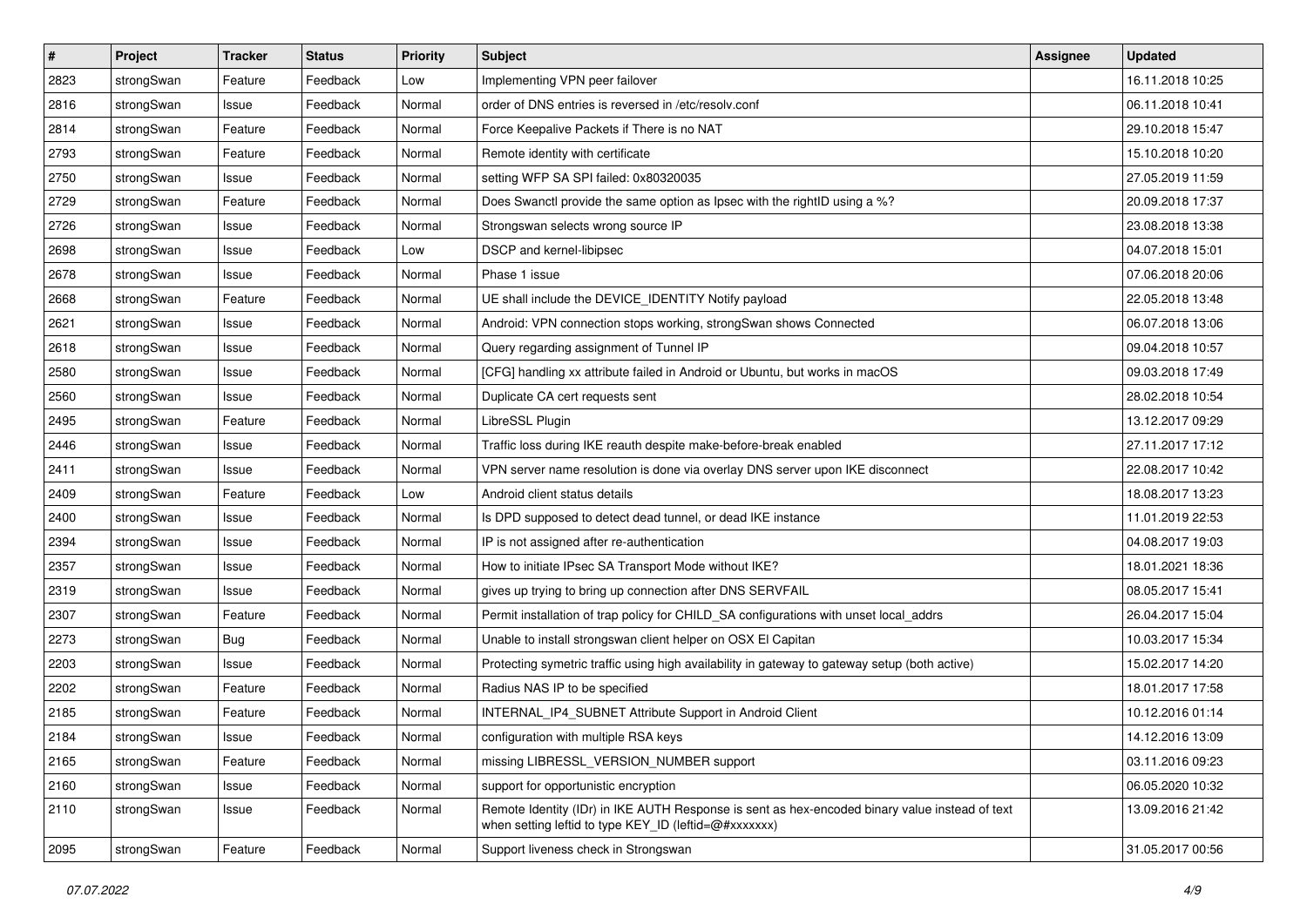| # | Project | Tracker | Status | Priority | Subject | Assignee | Updated |
|---|---|---|---|---|---|---|---|
| 2823 | strongSwan | Feature | Feedback | Low | Implementing VPN peer failover | | 16.11.2018 10:25 |
| 2816 | strongSwan | Issue | Feedback | Normal | order of DNS entries is reversed in /etc/resolv.conf | | 06.11.2018 10:41 |
| 2814 | strongSwan | Feature | Feedback | Normal | Force Keepalive Packets if There is no NAT | | 29.10.2018 15:47 |
| 2793 | strongSwan | Feature | Feedback | Normal | Remote identity with certificate | | 15.10.2018 10:20 |
| 2750 | strongSwan | Issue | Feedback | Normal | setting WFP SA SPI failed: 0x80320035 | | 27.05.2019 11:59 |
| 2729 | strongSwan | Feature | Feedback | Normal | Does Swanctl provide the same option as Ipsec with the rightID using a %? | | 20.09.2018 17:37 |
| 2726 | strongSwan | Issue | Feedback | Normal | Strongswan selects wrong source IP | | 23.08.2018 13:38 |
| 2698 | strongSwan | Issue | Feedback | Low | DSCP and kernel-libipsec | | 04.07.2018 15:01 |
| 2678 | strongSwan | Issue | Feedback | Normal | Phase 1 issue | | 07.06.2018 20:06 |
| 2668 | strongSwan | Feature | Feedback | Normal | UE shall include the DEVICE_IDENTITY Notify payload | | 22.05.2018 13:48 |
| 2621 | strongSwan | Issue | Feedback | Normal | Android: VPN connection stops working, strongSwan shows Connected | | 06.07.2018 13:06 |
| 2618 | strongSwan | Issue | Feedback | Normal | Query regarding assignment of Tunnel IP | | 09.04.2018 10:57 |
| 2580 | strongSwan | Issue | Feedback | Normal | [CFG] handling xx attribute failed in Android or Ubuntu, but works in macOS | | 09.03.2018 17:49 |
| 2560 | strongSwan | Issue | Feedback | Normal | Duplicate CA cert requests sent | | 28.02.2018 10:54 |
| 2495 | strongSwan | Feature | Feedback | Normal | LibreSSL Plugin | | 13.12.2017 09:29 |
| 2446 | strongSwan | Issue | Feedback | Normal | Traffic loss during IKE reauth despite make-before-break enabled | | 27.11.2017 17:12 |
| 2411 | strongSwan | Issue | Feedback | Normal | VPN server name resolution is done via overlay DNS server upon IKE disconnect | | 22.08.2017 10:42 |
| 2409 | strongSwan | Feature | Feedback | Low | Android client status details | | 18.08.2017 13:23 |
| 2400 | strongSwan | Issue | Feedback | Normal | Is DPD supposed to detect dead tunnel, or dead IKE instance | | 11.01.2019 22:53 |
| 2394 | strongSwan | Issue | Feedback | Normal | IP is not assigned after re-authentication | | 04.08.2017 19:03 |
| 2357 | strongSwan | Issue | Feedback | Normal | How to initiate IPsec SA Transport Mode without IKE? | | 18.01.2021 18:36 |
| 2319 | strongSwan | Issue | Feedback | Normal | gives up trying to bring up connection after DNS SERVFAIL | | 08.05.2017 15:41 |
| 2307 | strongSwan | Feature | Feedback | Normal | Permit installation of trap policy for CHILD_SA configurations with unset local_addrs | | 26.04.2017 15:04 |
| 2273 | strongSwan | Bug | Feedback | Normal | Unable to install strongswan client helper on OSX El Capitan | | 10.03.2017 15:34 |
| 2203 | strongSwan | Issue | Feedback | Normal | Protecting symetric traffic using high availability in gateway to gateway setup (both active) | | 15.02.2017 14:20 |
| 2202 | strongSwan | Feature | Feedback | Normal | Radius NAS IP to be specified | | 18.01.2017 17:58 |
| 2185 | strongSwan | Feature | Feedback | Normal | INTERNAL_IP4_SUBNET Attribute Support in Android Client | | 10.12.2016 01:14 |
| 2184 | strongSwan | Issue | Feedback | Normal | configuration with multiple RSA keys | | 14.12.2016 13:09 |
| 2165 | strongSwan | Feature | Feedback | Normal | missing LIBRESSL_VERSION_NUMBER support | | 03.11.2016 09:23 |
| 2160 | strongSwan | Issue | Feedback | Normal | support for opportunistic encryption | | 06.05.2020 10:32 |
| 2110 | strongSwan | Issue | Feedback | Normal | Remote Identity (IDr) in IKE AUTH Response is sent as hex-encoded binary value instead of text when setting leftid to type KEY_ID (leftid=@#xxxxxxx) | | 13.09.2016 21:42 |
| 2095 | strongSwan | Feature | Feedback | Normal | Support liveness check in Strongswan | | 31.05.2017 00:56 |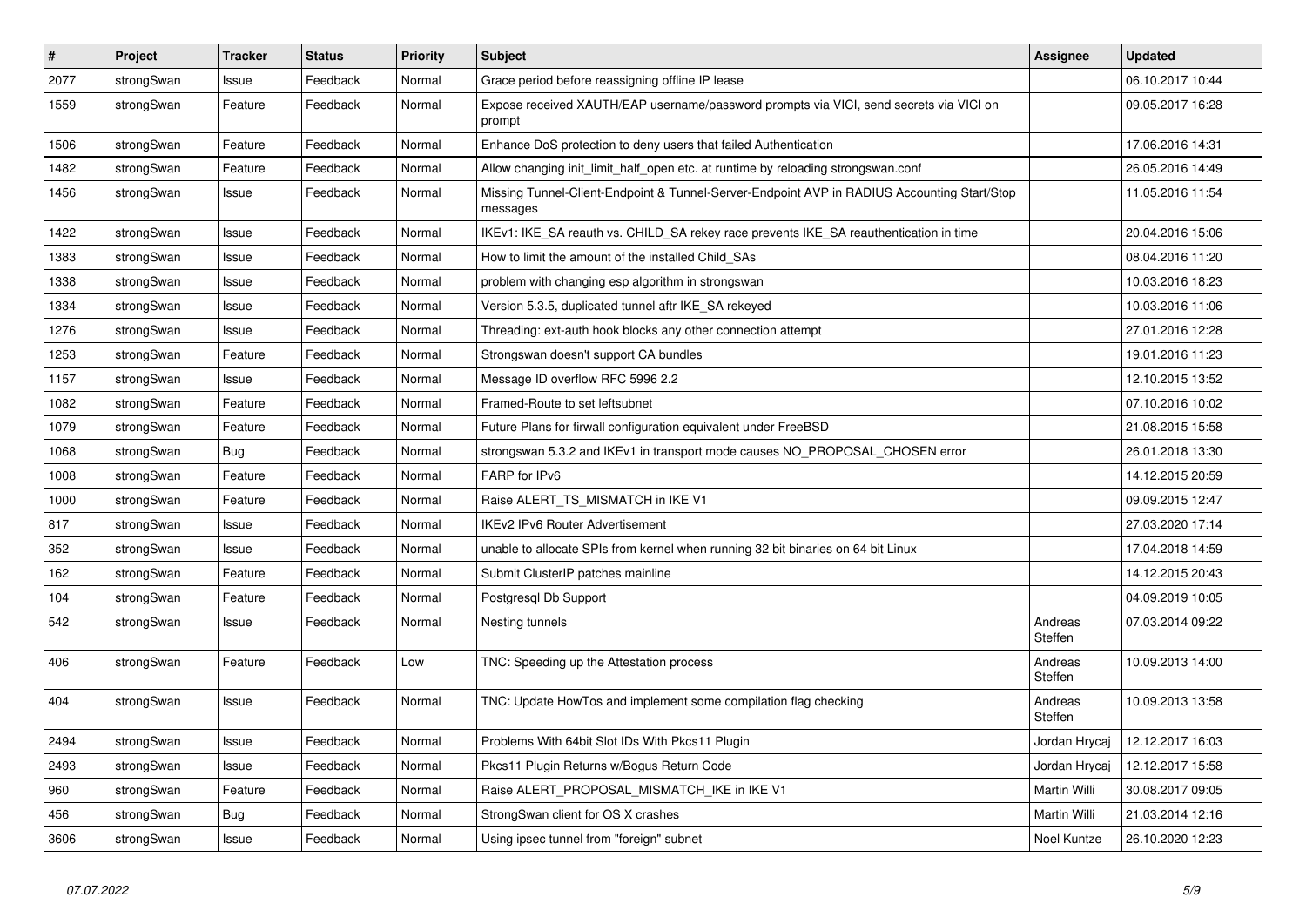| # | Project | Tracker | Status | Priority | Subject | Assignee | Updated |
|---|---|---|---|---|---|---|---|
| 2077 | strongSwan | Issue | Feedback | Normal | Grace period before reassigning offline IP lease | | 06.10.2017 10:44 |
| 1559 | strongSwan | Feature | Feedback | Normal | Expose received XAUTH/EAP username/password prompts via VICI, send secrets via VICI on prompt | | 09.05.2017 16:28 |
| 1506 | strongSwan | Feature | Feedback | Normal | Enhance DoS protection to deny users that failed Authentication | | 17.06.2016 14:31 |
| 1482 | strongSwan | Feature | Feedback | Normal | Allow changing init_limit_half_open etc. at runtime by reloading strongswan.conf | | 26.05.2016 14:49 |
| 1456 | strongSwan | Issue | Feedback | Normal | Missing Tunnel-Client-Endpoint & Tunnel-Server-Endpoint AVP in RADIUS Accounting Start/Stop messages | | 11.05.2016 11:54 |
| 1422 | strongSwan | Issue | Feedback | Normal | IKEv1: IKE_SA reauth vs. CHILD_SA rekey race prevents IKE_SA reauthentication in time | | 20.04.2016 15:06 |
| 1383 | strongSwan | Issue | Feedback | Normal | How to limit the amount of the installed Child_SAs | | 08.04.2016 11:20 |
| 1338 | strongSwan | Issue | Feedback | Normal | problem with changing esp algorithm in strongswan | | 10.03.2016 18:23 |
| 1334 | strongSwan | Issue | Feedback | Normal | Version 5.3.5, duplicated tunnel aftr IKE_SA rekeyed | | 10.03.2016 11:06 |
| 1276 | strongSwan | Issue | Feedback | Normal | Threading: ext-auth hook blocks any other connection attempt | | 27.01.2016 12:28 |
| 1253 | strongSwan | Feature | Feedback | Normal | Strongswan doesn't support CA bundles | | 19.01.2016 11:23 |
| 1157 | strongSwan | Issue | Feedback | Normal | Message ID overflow RFC 5996 2.2 | | 12.10.2015 13:52 |
| 1082 | strongSwan | Feature | Feedback | Normal | Framed-Route to set leftsubnet | | 07.10.2016 10:02 |
| 1079 | strongSwan | Feature | Feedback | Normal | Future Plans for firwall configuration equivalent under FreeBSD | | 21.08.2015 15:58 |
| 1068 | strongSwan | Bug | Feedback | Normal | strongswan 5.3.2 and IKEv1 in transport mode causes NO_PROPOSAL_CHOSEN error | | 26.01.2018 13:30 |
| 1008 | strongSwan | Feature | Feedback | Normal | FARP for IPv6 | | 14.12.2015 20:59 |
| 1000 | strongSwan | Feature | Feedback | Normal | Raise ALERT_TS_MISMATCH in IKE V1 | | 09.09.2015 12:47 |
| 817 | strongSwan | Issue | Feedback | Normal | IKEv2 IPv6 Router Advertisement | | 27.03.2020 17:14 |
| 352 | strongSwan | Issue | Feedback | Normal | unable to allocate SPIs from kernel when running 32 bit binaries on 64 bit Linux | | 17.04.2018 14:59 |
| 162 | strongSwan | Feature | Feedback | Normal | Submit ClusterIP patches mainline | | 14.12.2015 20:43 |
| 104 | strongSwan | Feature | Feedback | Normal | Postgresql Db Support | | 04.09.2019 10:05 |
| 542 | strongSwan | Issue | Feedback | Normal | Nesting tunnels | Andreas Steffen | 07.03.2014 09:22 |
| 406 | strongSwan | Feature | Feedback | Low | TNC: Speeding up the Attestation process | Andreas Steffen | 10.09.2013 14:00 |
| 404 | strongSwan | Issue | Feedback | Normal | TNC: Update HowTos and implement some compilation flag checking | Andreas Steffen | 10.09.2013 13:58 |
| 2494 | strongSwan | Issue | Feedback | Normal | Problems With 64bit Slot IDs With Pkcs11 Plugin | Jordan Hrycaj | 12.12.2017 16:03 |
| 2493 | strongSwan | Issue | Feedback | Normal | Pkcs11 Plugin Returns w/Bogus Return Code | Jordan Hrycaj | 12.12.2017 15:58 |
| 960 | strongSwan | Feature | Feedback | Normal | Raise ALERT_PROPOSAL_MISMATCH_IKE in IKE V1 | Martin Willi | 30.08.2017 09:05 |
| 456 | strongSwan | Bug | Feedback | Normal | StrongSwan client for OS X crashes | Martin Willi | 21.03.2014 12:16 |
| 3606 | strongSwan | Issue | Feedback | Normal | Using ipsec tunnel from "foreign" subnet | Noel Kuntze | 26.10.2020 12:23 |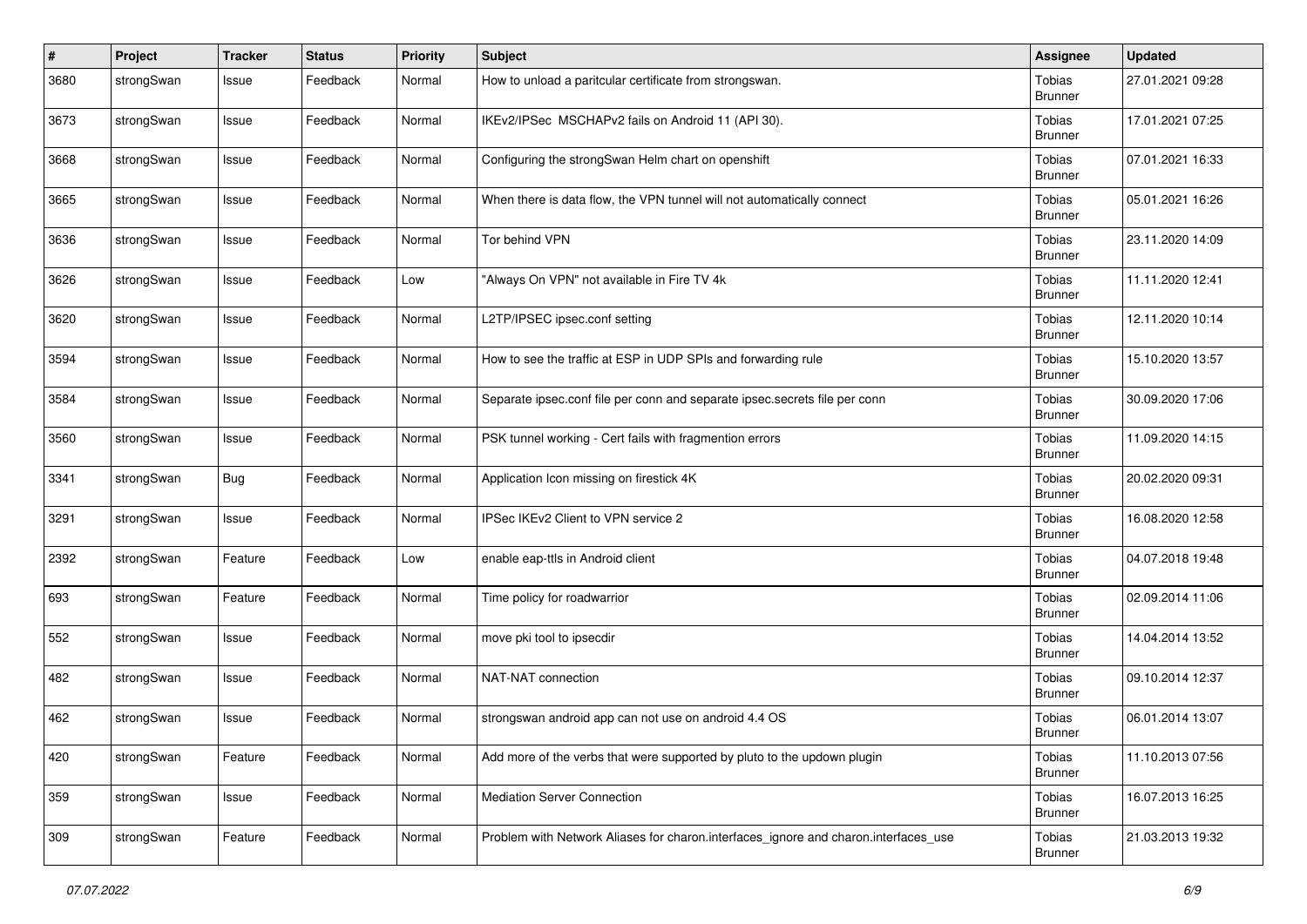| # | Project | Tracker | Status | Priority | Subject | Assignee | Updated |
|---|---|---|---|---|---|---|---|
| 3680 | strongSwan | Issue | Feedback | Normal | How to unload a paritcular certificate from strongswan. | Tobias Brunner | 27.01.2021 09:28 |
| 3673 | strongSwan | Issue | Feedback | Normal | IKEv2/IPSec MSCHAPv2 fails on Android 11 (API 30). | Tobias Brunner | 17.01.2021 07:25 |
| 3668 | strongSwan | Issue | Feedback | Normal | Configuring the strongSwan Helm chart on openshift | Tobias Brunner | 07.01.2021 16:33 |
| 3665 | strongSwan | Issue | Feedback | Normal | When there is data flow, the VPN tunnel will not automatically connect | Tobias Brunner | 05.01.2021 16:26 |
| 3636 | strongSwan | Issue | Feedback | Normal | Tor behind VPN | Tobias Brunner | 23.11.2020 14:09 |
| 3626 | strongSwan | Issue | Feedback | Low | "Always On VPN" not available in Fire TV 4k | Tobias Brunner | 11.11.2020 12:41 |
| 3620 | strongSwan | Issue | Feedback | Normal | L2TP/IPSEC ipsec.conf setting | Tobias Brunner | 12.11.2020 10:14 |
| 3594 | strongSwan | Issue | Feedback | Normal | How to see the traffic at ESP in UDP SPIs and forwarding rule | Tobias Brunner | 15.10.2020 13:57 |
| 3584 | strongSwan | Issue | Feedback | Normal | Separate ipsec.conf file per conn and separate ipsec.secrets file per conn | Tobias Brunner | 30.09.2020 17:06 |
| 3560 | strongSwan | Issue | Feedback | Normal | PSK tunnel working - Cert fails with fragmention errors | Tobias Brunner | 11.09.2020 14:15 |
| 3341 | strongSwan | Bug | Feedback | Normal | Application Icon missing on firestick 4K | Tobias Brunner | 20.02.2020 09:31 |
| 3291 | strongSwan | Issue | Feedback | Normal | IPSec IKEv2 Client to VPN service 2 | Tobias Brunner | 16.08.2020 12:58 |
| 2392 | strongSwan | Feature | Feedback | Low | enable eap-ttls in Android client | Tobias Brunner | 04.07.2018 19:48 |
| 693 | strongSwan | Feature | Feedback | Normal | Time policy for roadwarrior | Tobias Brunner | 02.09.2014 11:06 |
| 552 | strongSwan | Issue | Feedback | Normal | move pki tool to ipsecdir | Tobias Brunner | 14.04.2014 13:52 |
| 482 | strongSwan | Issue | Feedback | Normal | NAT-NAT connection | Tobias Brunner | 09.10.2014 12:37 |
| 462 | strongSwan | Issue | Feedback | Normal | strongswan android app can not use on android 4.4 OS | Tobias Brunner | 06.01.2014 13:07 |
| 420 | strongSwan | Feature | Feedback | Normal | Add more of the verbs that were supported by pluto to the updown plugin | Tobias Brunner | 11.10.2013 07:56 |
| 359 | strongSwan | Issue | Feedback | Normal | Mediation Server Connection | Tobias Brunner | 16.07.2013 16:25 |
| 309 | strongSwan | Feature | Feedback | Normal | Problem with Network Aliases for charon.interfaces_ignore and charon.interfaces_use | Tobias Brunner | 21.03.2013 19:32 |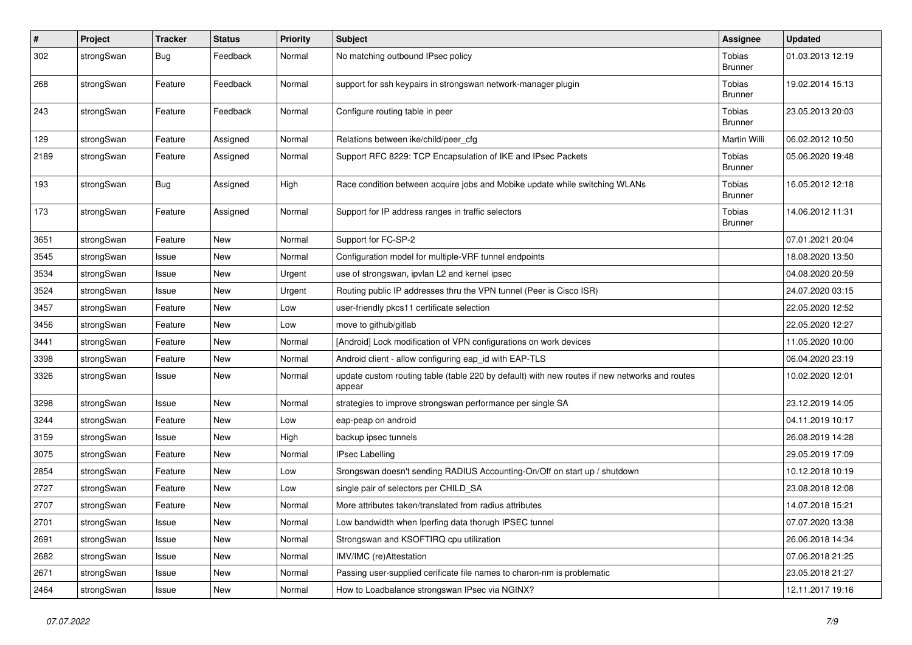| # | Project | Tracker | Status | Priority | Subject | Assignee | Updated |
|---|---|---|---|---|---|---|---|
| 302 | strongSwan | Bug | Feedback | Normal | No matching outbound IPsec policy | Tobias Brunner | 01.03.2013 12:19 |
| 268 | strongSwan | Feature | Feedback | Normal | support for ssh keypairs in strongswan network-manager plugin | Tobias Brunner | 19.02.2014 15:13 |
| 243 | strongSwan | Feature | Feedback | Normal | Configure routing table in peer | Tobias Brunner | 23.05.2013 20:03 |
| 129 | strongSwan | Feature | Assigned | Normal | Relations between ike/child/peer_cfg | Martin Willi | 06.02.2012 10:50 |
| 2189 | strongSwan | Feature | Assigned | Normal | Support RFC 8229: TCP Encapsulation of IKE and IPsec Packets | Tobias Brunner | 05.06.2020 19:48 |
| 193 | strongSwan | Bug | Assigned | High | Race condition between acquire jobs and Mobike update while switching WLANs | Tobias Brunner | 16.05.2012 12:18 |
| 173 | strongSwan | Feature | Assigned | Normal | Support for IP address ranges in traffic selectors | Tobias Brunner | 14.06.2012 11:31 |
| 3651 | strongSwan | Feature | New | Normal | Support for FC-SP-2 | | 07.01.2021 20:04 |
| 3545 | strongSwan | Issue | New | Normal | Configuration model for multiple-VRF tunnel endpoints | | 18.08.2020 13:50 |
| 3534 | strongSwan | Issue | New | Urgent | use of strongswan, ipvlan L2 and kernel ipsec | | 04.08.2020 20:59 |
| 3524 | strongSwan | Issue | New | Urgent | Routing public IP addresses thru the VPN tunnel (Peer is Cisco ISR) | | 24.07.2020 03:15 |
| 3457 | strongSwan | Feature | New | Low | user-friendly pkcs11 certificate selection | | 22.05.2020 12:52 |
| 3456 | strongSwan | Feature | New | Low | move to github/gitlab | | 22.05.2020 12:27 |
| 3441 | strongSwan | Feature | New | Normal | [Android] Lock modification of VPN configurations on work devices | | 11.05.2020 10:00 |
| 3398 | strongSwan | Feature | New | Normal | Android client - allow configuring eap_id with EAP-TLS | | 06.04.2020 23:19 |
| 3326 | strongSwan | Issue | New | Normal | update custom routing table (table 220 by default) with new routes if new networks and routes appear | | 10.02.2020 12:01 |
| 3298 | strongSwan | Issue | New | Normal | strategies to improve strongswan performance per single SA | | 23.12.2019 14:05 |
| 3244 | strongSwan | Feature | New | Low | eap-peap on android | | 04.11.2019 10:17 |
| 3159 | strongSwan | Issue | New | High | backup ipsec tunnels | | 26.08.2019 14:28 |
| 3075 | strongSwan | Feature | New | Normal | IPsec Labelling | | 29.05.2019 17:09 |
| 2854 | strongSwan | Feature | New | Low | Srongswan doesn't sending RADIUS Accounting-On/Off on start up / shutdown | | 10.12.2018 10:19 |
| 2727 | strongSwan | Feature | New | Low | single pair of selectors per CHILD_SA | | 23.08.2018 12:08 |
| 2707 | strongSwan | Feature | New | Normal | More attributes taken/translated from radius attributes | | 14.07.2018 15:21 |
| 2701 | strongSwan | Issue | New | Normal | Low bandwidth when Iperfing data thorugh IPSEC tunnel | | 07.07.2020 13:38 |
| 2691 | strongSwan | Issue | New | Normal | Strongswan and KSOFTIRQ cpu utilization | | 26.06.2018 14:34 |
| 2682 | strongSwan | Issue | New | Normal | IMV/IMC (re)Attestation | | 07.06.2018 21:25 |
| 2671 | strongSwan | Issue | New | Normal | Passing user-supplied cerificate file names to charon-nm is problematic | | 23.05.2018 21:27 |
| 2464 | strongSwan | Issue | New | Normal | How to Loadbalance strongswan IPsec via NGINX? | | 12.11.2017 19:16 |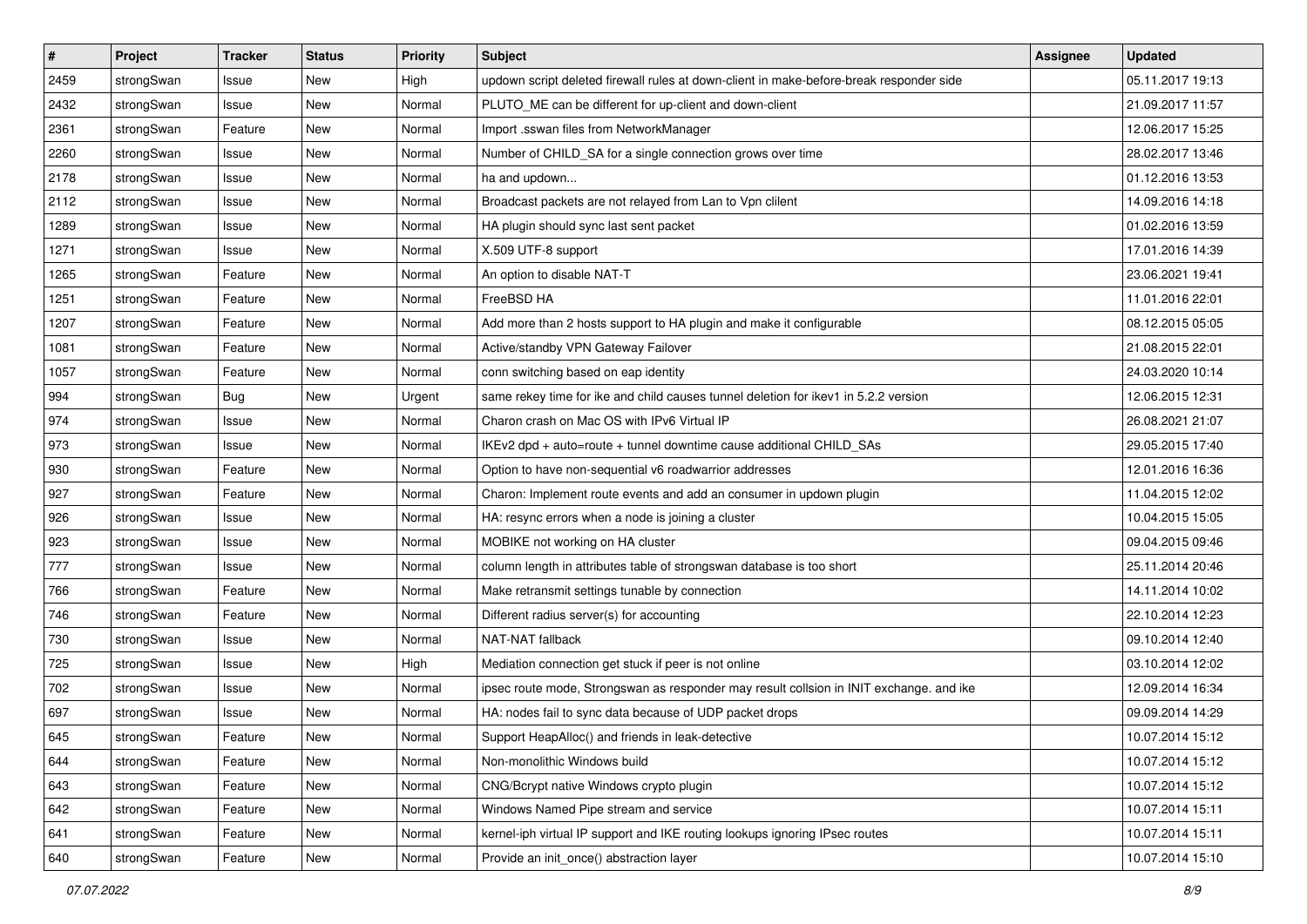| # | Project | Tracker | Status | Priority | Subject | Assignee | Updated |
|---|---|---|---|---|---|---|---|
| 2459 | strongSwan | Issue | New | High | updown script deleted firewall rules at down-client in make-before-break responder side | | 05.11.2017 19:13 |
| 2432 | strongSwan | Issue | New | Normal | PLUTO_ME can be different for up-client and down-client | | 21.09.2017 11:57 |
| 2361 | strongSwan | Feature | New | Normal | Import .sswan files from NetworkManager | | 12.06.2017 15:25 |
| 2260 | strongSwan | Issue | New | Normal | Number of CHILD_SA for a single connection grows over time | | 28.02.2017 13:46 |
| 2178 | strongSwan | Issue | New | Normal | ha and updown... | | 01.12.2016 13:53 |
| 2112 | strongSwan | Issue | New | Normal | Broadcast packets are not relayed from Lan to Vpn clilent | | 14.09.2016 14:18 |
| 1289 | strongSwan | Issue | New | Normal | HA plugin should sync last sent packet | | 01.02.2016 13:59 |
| 1271 | strongSwan | Issue | New | Normal | X.509 UTF-8 support | | 17.01.2016 14:39 |
| 1265 | strongSwan | Feature | New | Normal | An option to disable NAT-T | | 23.06.2021 19:41 |
| 1251 | strongSwan | Feature | New | Normal | FreeBSD HA | | 11.01.2016 22:01 |
| 1207 | strongSwan | Feature | New | Normal | Add more than 2 hosts support to HA plugin and make it configurable | | 08.12.2015 05:05 |
| 1081 | strongSwan | Feature | New | Normal | Active/standby VPN Gateway Failover | | 21.08.2015 22:01 |
| 1057 | strongSwan | Feature | New | Normal | conn switching based on eap identity | | 24.03.2020 10:14 |
| 994 | strongSwan | Bug | New | Urgent | same rekey time for ike and child causes tunnel deletion for ikev1 in 5.2.2 version | | 12.06.2015 12:31 |
| 974 | strongSwan | Issue | New | Normal | Charon crash on Mac OS with IPv6 Virtual IP | | 26.08.2021 21:07 |
| 973 | strongSwan | Issue | New | Normal | IKEv2 dpd + auto=route + tunnel downtime cause additional CHILD_SAs | | 29.05.2015 17:40 |
| 930 | strongSwan | Feature | New | Normal | Option to have non-sequential v6 roadwarrior addresses | | 12.01.2016 16:36 |
| 927 | strongSwan | Feature | New | Normal | Charon: Implement route events and add an consumer in updown plugin | | 11.04.2015 12:02 |
| 926 | strongSwan | Issue | New | Normal | HA: resync errors when a node is joining a cluster | | 10.04.2015 15:05 |
| 923 | strongSwan | Issue | New | Normal | MOBIKE not working on HA cluster | | 09.04.2015 09:46 |
| 777 | strongSwan | Issue | New | Normal | column length in attributes table of strongswan database is too short | | 25.11.2014 20:46 |
| 766 | strongSwan | Feature | New | Normal | Make retransmit settings tunable by connection | | 14.11.2014 10:02 |
| 746 | strongSwan | Feature | New | Normal | Different radius server(s) for accounting | | 22.10.2014 12:23 |
| 730 | strongSwan | Issue | New | Normal | NAT-NAT fallback | | 09.10.2014 12:40 |
| 725 | strongSwan | Issue | New | High | Mediation connection get stuck if peer is not online | | 03.10.2014 12:02 |
| 702 | strongSwan | Issue | New | Normal | ipsec route mode, Strongswan as responder may result collsion in INIT exchange. and ike | | 12.09.2014 16:34 |
| 697 | strongSwan | Issue | New | Normal | HA: nodes fail to sync data because of UDP packet drops | | 09.09.2014 14:29 |
| 645 | strongSwan | Feature | New | Normal | Support HeapAlloc() and friends in leak-detective | | 10.07.2014 15:12 |
| 644 | strongSwan | Feature | New | Normal | Non-monolithic Windows build | | 10.07.2014 15:12 |
| 643 | strongSwan | Feature | New | Normal | CNG/Bcrypt native Windows crypto plugin | | 10.07.2014 15:12 |
| 642 | strongSwan | Feature | New | Normal | Windows Named Pipe stream and service | | 10.07.2014 15:11 |
| 641 | strongSwan | Feature | New | Normal | kernel-iph virtual IP support and IKE routing lookups ignoring IPsec routes | | 10.07.2014 15:11 |
| 640 | strongSwan | Feature | New | Normal | Provide an init_once() abstraction layer | | 10.07.2014 15:10 |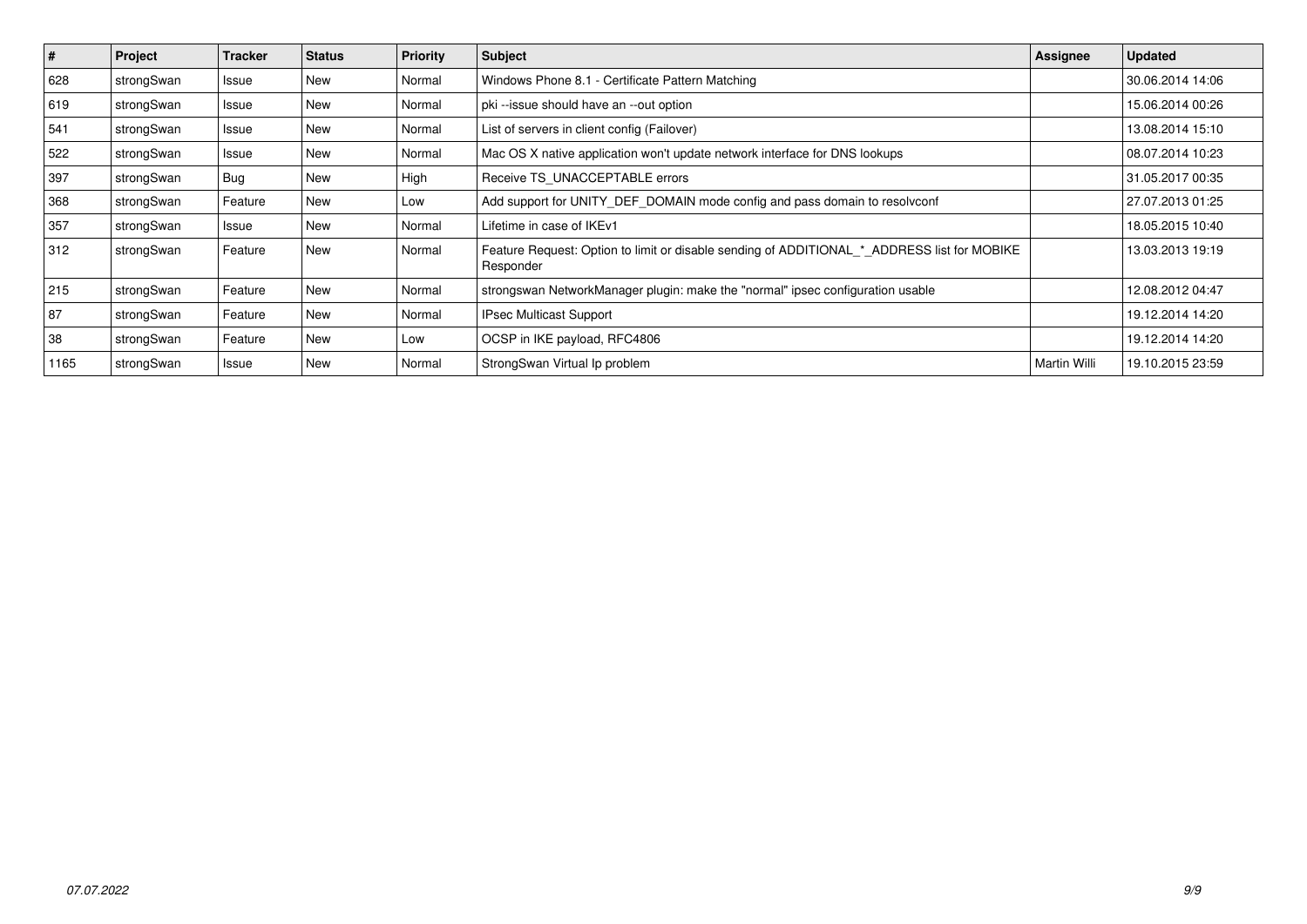| # | Project | Tracker | Status | Priority | Subject | Assignee | Updated |
|---|---|---|---|---|---|---|---|
| 628 | strongSwan | Issue | New | Normal | Windows Phone 8.1 - Certificate Pattern Matching | | 30.06.2014 14:06 |
| 619 | strongSwan | Issue | New | Normal | pki --issue should have an --out option | | 15.06.2014 00:26 |
| 541 | strongSwan | Issue | New | Normal | List of servers in client config (Failover) | | 13.08.2014 15:10 |
| 522 | strongSwan | Issue | New | Normal | Mac OS X native application won't update network interface for DNS lookups | | 08.07.2014 10:23 |
| 397 | strongSwan | Bug | New | High | Receive TS_UNACCEPTABLE errors | | 31.05.2017 00:35 |
| 368 | strongSwan | Feature | New | Low | Add support for UNITY_DEF_DOMAIN mode config and pass domain to resolvconf | | 27.07.2013 01:25 |
| 357 | strongSwan | Issue | New | Normal | Lifetime in case of IKEv1 | | 18.05.2015 10:40 |
| 312 | strongSwan | Feature | New | Normal | Feature Request: Option to limit or disable sending of ADDITIONAL_*_ADDRESS list for MOBIKE Responder | | 13.03.2013 19:19 |
| 215 | strongSwan | Feature | New | Normal | strongswan NetworkManager plugin: make the "normal" ipsec configuration usable | | 12.08.2012 04:47 |
| 87 | strongSwan | Feature | New | Normal | IPsec Multicast Support | | 19.12.2014 14:20 |
| 38 | strongSwan | Feature | New | Low | OCSP in IKE payload, RFC4806 | | 19.12.2014 14:20 |
| 1165 | strongSwan | Issue | New | Normal | StrongSwan Virtual Ip problem | Martin Willi | 19.10.2015 23:59 |

*07.07.2022*